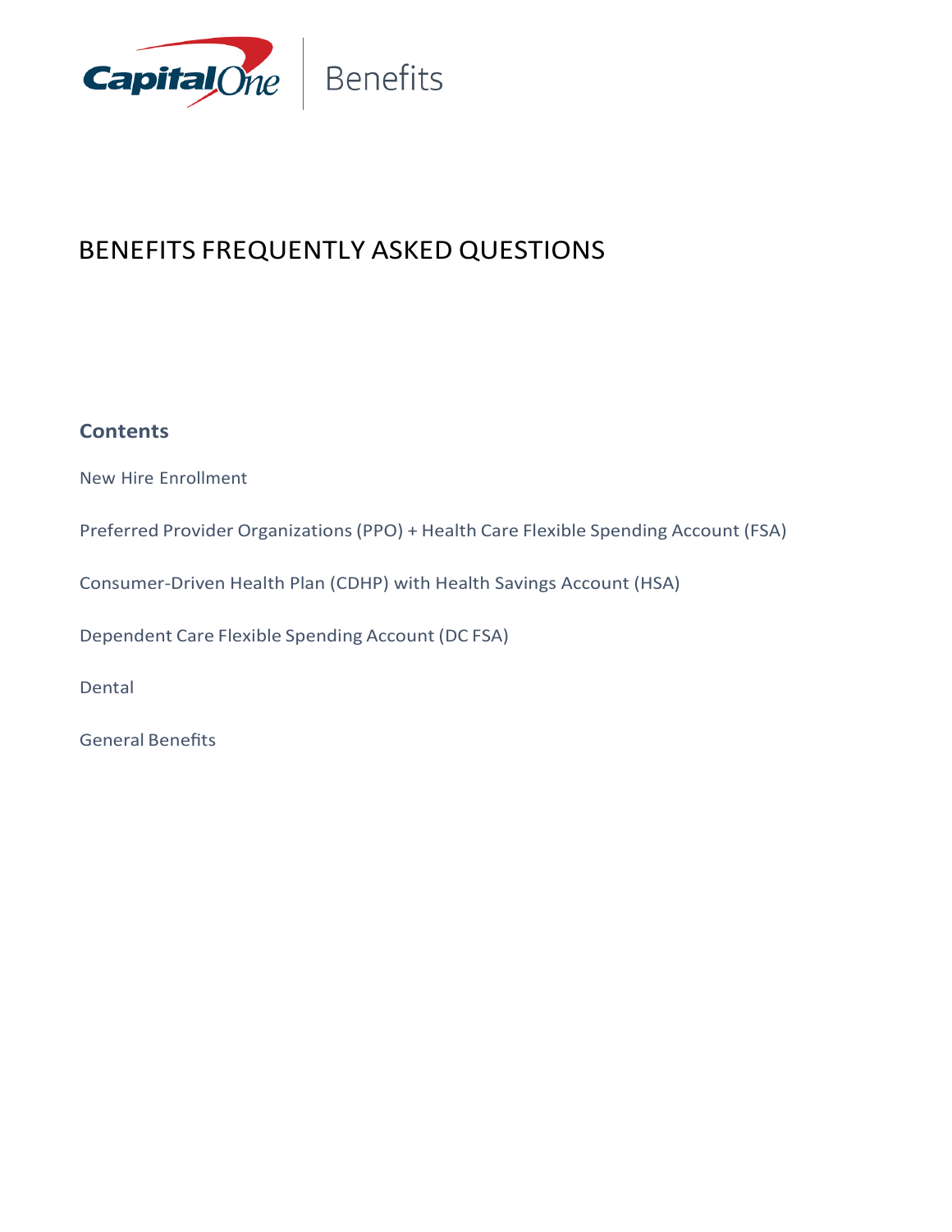Capital One | Benefits

# BENEFITS FREQUENTLY ASKED QUESTIONS

## Contents

New Hire Enrollment

Preferred Provider Organizations (PPO) + Health Care Flexible Spending Account (FSA)

Consumer-Driven Health Plan (CDHP) with Health Savings Account (HSA)

Dependent Care Flexible Spending Account (DC FSA)

Dental

General Benefits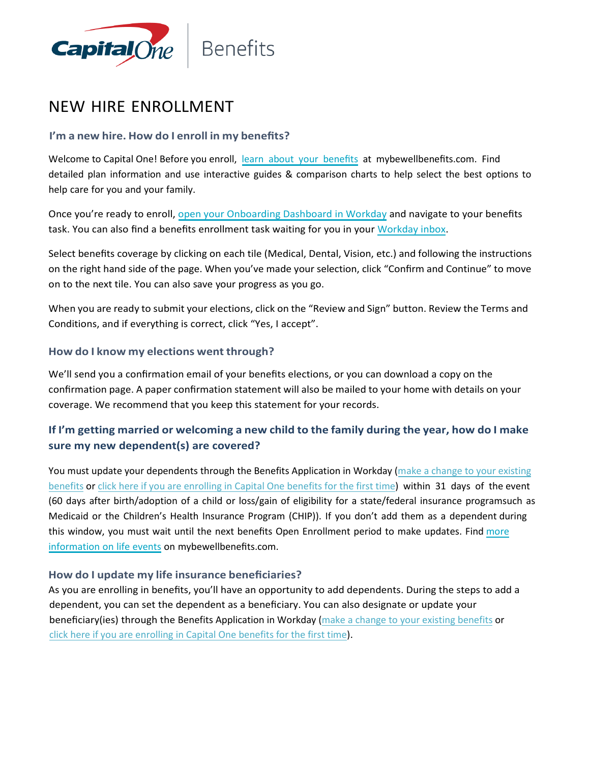# NEW HIRE ENROLLMENT

### I'm a new hire. How do I enroll in my benefits?

Welcome to Capital One! Before you enroll, learn about your benefits at mybewellbenefits.com. Find detailed plan information and use interactive guides & comparison charts to help select the best options to help care for you and your family.

Once you're ready to enroll, open your Onboarding Dashboard in Workday and navigate to your benefits task. You can also find a benefits enrollment task waiting for you in your Workday inbox.

Select benefits coverage by clicking on each tile (Medical, Dental, Vision, etc.) and following the instructions on the right hand side of the page. When you've made your selection, click "Confirm and Continue" to move on to the next tile. You can also save your progress as you go.

When you are ready to submit your elections, click on the "Review and Sign" button. Review the Terms and Conditions, and if everything is correct, click "Yes, I accept".

### How do I know my elections went through?

We'll send you a confirmation email of your benefits elections, or you can download a copy on the confirmation page. A paper confirmation statement will also be mailed to your home with details on your coverage. We recommend that you keep this statement for your records.

### If I'm getting married or welcoming a new child to the family during the year, how do I make sure my new dependent(s) are covered?

You must update your dependents through the Benefits Application in Workday (make a change to your existing benefits or click here if you are enrolling in Capital One benefits for the first time) within 31 days of the event (60 days after birth/adoption of a child or loss/gain of eligibility for a state/federal insurance programsuch as Medicaid or the Children's Health Insurance Program (CHIP)). If you don't add them as a dependent during this window, you must wait until the next benefits Open Enrollment period to make updates. Find more information on life events on mybewellbenefits.com.

### How do I update my life insurance beneficiaries?

As you are enrolling in benefits, you'll have an opportunity to add dependents. During the steps to add a dependent, you can set the dependent as a beneficiary. You can also designate or update your beneficiary(ies) through the Benefits Application in Workday (make a change to your existing benefits or click here if you are enrolling in Capital One benefits for the first time).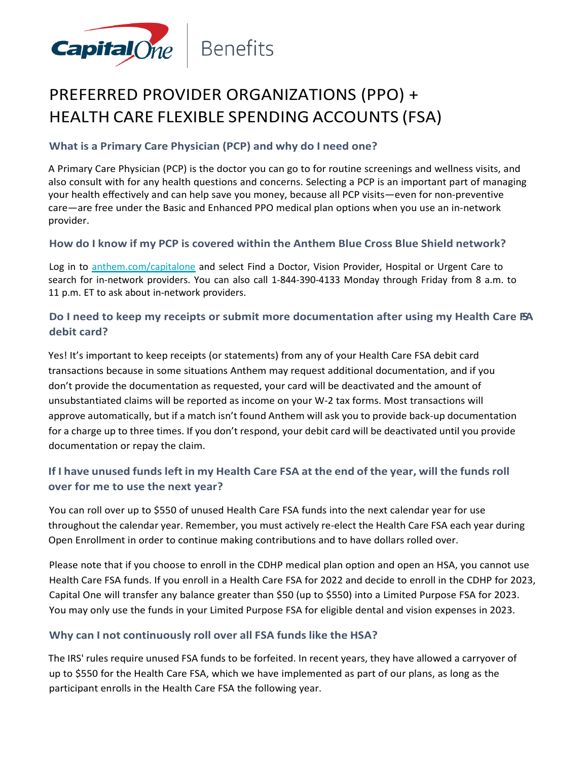Capital One Benefits

# PREFERRED PROVIDER ORGANIZATIONS (PPO) + HEALTH CARE FLEXIBLE SPENDING ACCOUNTS (FSA)

### What is a Primary Care Physician (PCP) and why do I need one?

A Primary Care Physician (PCP) is the doctor you can go to for routine screenings and wellness visits, and also consult with for any health questions and concerns. Selecting a PCP is an important part of managing your health effectively and can help save you money, because all PCP visits—even for non-preventive care—are free under the Basic and Enhanced PPO medical plan options when you use an in-network provider.

### How do I know if my PCP is covered within the Anthem Blue Cross Blue Shield network?

Log in to [anthem.com/capitalone](anthem.com/capitalone) and select Find a Doctor, Vision Provider, Hospital or Urgent Care to search for in-network providers. You can also call 1-844-390-4133 Monday through Friday from 8 a.m. to 11 p.m. ET to ask about in-network providers.

### Do I need to keep my receipts or submit more documentation after using my Health Care FSA debit card?

Yes! It's important to keep receipts (or statements) from any of your Health Care FSA debit card transactions because in some situations Anthem may request additional documentation, and if you don't provide the documentation as requested, your card will be deactivated and the amount of unsubstantiated claims will be reported as income on your W-2 tax forms. Most transactions will approve automatically, but if a match isn't found Anthem will ask you to provide back-up documentation for a charge up to three times. If you don't respond, your debit card will be deactivated until you provide documentation or repay the claim.

### If I have unused funds left in my Health Care FSA at the end of the year, will the funds roll over for me to use the next year?

You can roll over up to $550 of unused Health Care FSA funds into the next calendar year for use throughout the calendar year. Remember, you must actively re-elect the Health Care FSA each year during Open Enrollment in order to continue making contributions and to have dollars rolled over.

Please note that if you choose to enroll in the CDHP medical plan option and open an HSA, you cannot use Health Care FSA funds. If you enroll in a Health Care FSA for 2022 and decide to enroll in the CDHP for 2023, Capital One will transfer any balance greater than $50 (up to $550) into a Limited Purpose FSA for 2023. You may only use the funds in your Limited Purpose FSA for eligible dental and vision expenses in 2023.

### Why can I not continuously roll over all FSA funds like the HSA?

The IRS' rules require unused FSA funds to be forfeited. In recent years, they have allowed a carryover of up to $550 for the Health Care FSA, which we have implemented as part of our plans, as long as the participant enrolls in the Health Care FSA the following year.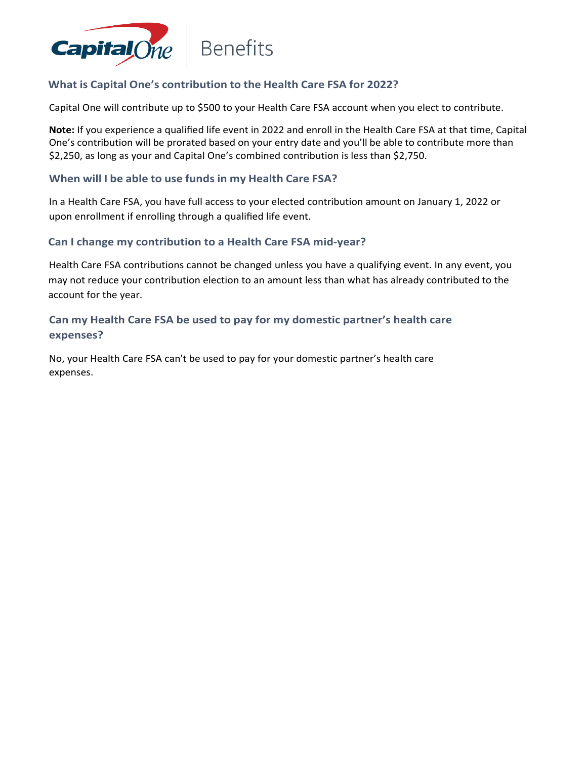### What is Capital One's contribution to the Health Care FSA for 2022?

Capital One will contribute up to $500 to your Health Care FSA account when you elect to contribute.

**Note:** If you experience a qualified life event in 2022 and enroll in the Health Care FSA at that time, Capital One's contribution will be prorated based on your entry date and you'll be able to contribute more than $2,250, as long as your and Capital One's combined contribution is less than $2,750.

### When will I be able to use funds in my Health Care FSA?

In a Health Care FSA, you have full access to your elected contribution amount on January 1, 2022 or upon enrollment if enrolling through a qualified life event.

### Can I change my contribution to a Health Care FSA mid-year?

Health Care FSA contributions cannot be changed unless you have a qualifying event. In any event, you may not reduce your contribution election to an amount less than what has already contributed to the account for the year.

### Can my Health Care FSA be used to pay for my domestic partner's health care expenses?

No, your Health Care FSA can't be used to pay for your domestic partner's health care expenses.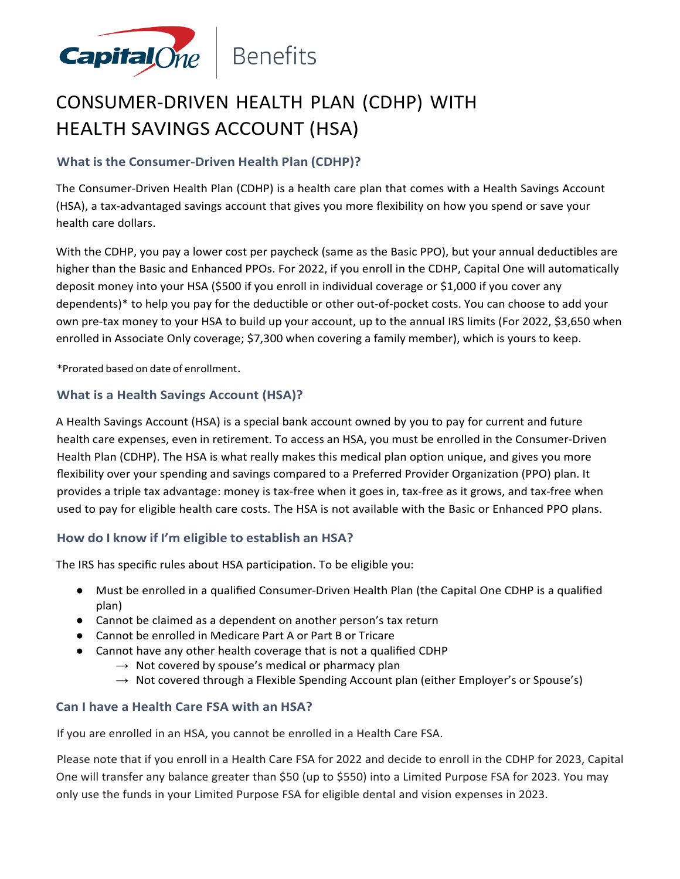Capital One | Benefits

# CONSUMER-DRIVEN HEALTH PLAN (CDHP) WITH HEALTH SAVINGS ACCOUNT (HSA)

### What is the Consumer-Driven Health Plan (CDHP)?

The Consumer-Driven Health Plan (CDHP) is a health care plan that comes with a Health Savings Account (HSA), a tax-advantaged savings account that gives you more flexibility on how you spend or save your health care dollars.

With the CDHP, you pay a lower cost per paycheck (same as the Basic PPO), but your annual deductibles are higher than the Basic and Enhanced PPOs. For 2022, if you enroll in the CDHP, Capital One will automatically deposit money into your HSA ($500 if you enroll in individual coverage or $1,000 if you cover any dependents)* to help you pay for the deductible or other out-of-pocket costs. You can choose to add your own pre-tax money to your HSA to build up your account, up to the annual IRS limits (For 2022, $3,650 when enrolled in Associate Only coverage; $7,300 when covering a family member), which is yours to keep.

*Prorated based on date of enrollment.

### What is a Health Savings Account (HSA)?

A Health Savings Account (HSA) is a special bank account owned by you to pay for current and future health care expenses, even in retirement. To access an HSA, you must be enrolled in the Consumer-Driven Health Plan (CDHP). The HSA is what really makes this medical plan option unique, and gives you more flexibility over your spending and savings compared to a Preferred Provider Organization (PPO) plan. It provides a triple tax advantage: money is tax-free when it goes in, tax-free as it grows, and tax-free when used to pay for eligible health care costs. The HSA is not available with the Basic or Enhanced PPO plans.

### How do I know if I'm eligible to establish an HSA?

The IRS has specific rules about HSA participation. To be eligible you:

- Must be enrolled in a qualified Consumer-Driven Health Plan (the Capital One CDHP is a qualified plan)
- Cannot be claimed as a dependent on another person's tax return
- Cannot be enrolled in Medicare Part A or Part B or Tricare
- Cannot have any other health coverage that is not a qualified CDHP
  - → Not covered by spouse's medical or pharmacy plan
  - → Not covered through a Flexible Spending Account plan (either Employer's or Spouse's)

### Can I have a Health Care FSA with an HSA?

If you are enrolled in an HSA, you cannot be enrolled in a Health Care FSA.

Please note that if you enroll in a Health Care FSA for 2022 and decide to enroll in the CDHP for 2023, Capital One will transfer any balance greater than $50 (up to $550) into a Limited Purpose FSA for 2023. You may only use the funds in your Limited Purpose FSA for eligible dental and vision expenses in 2023.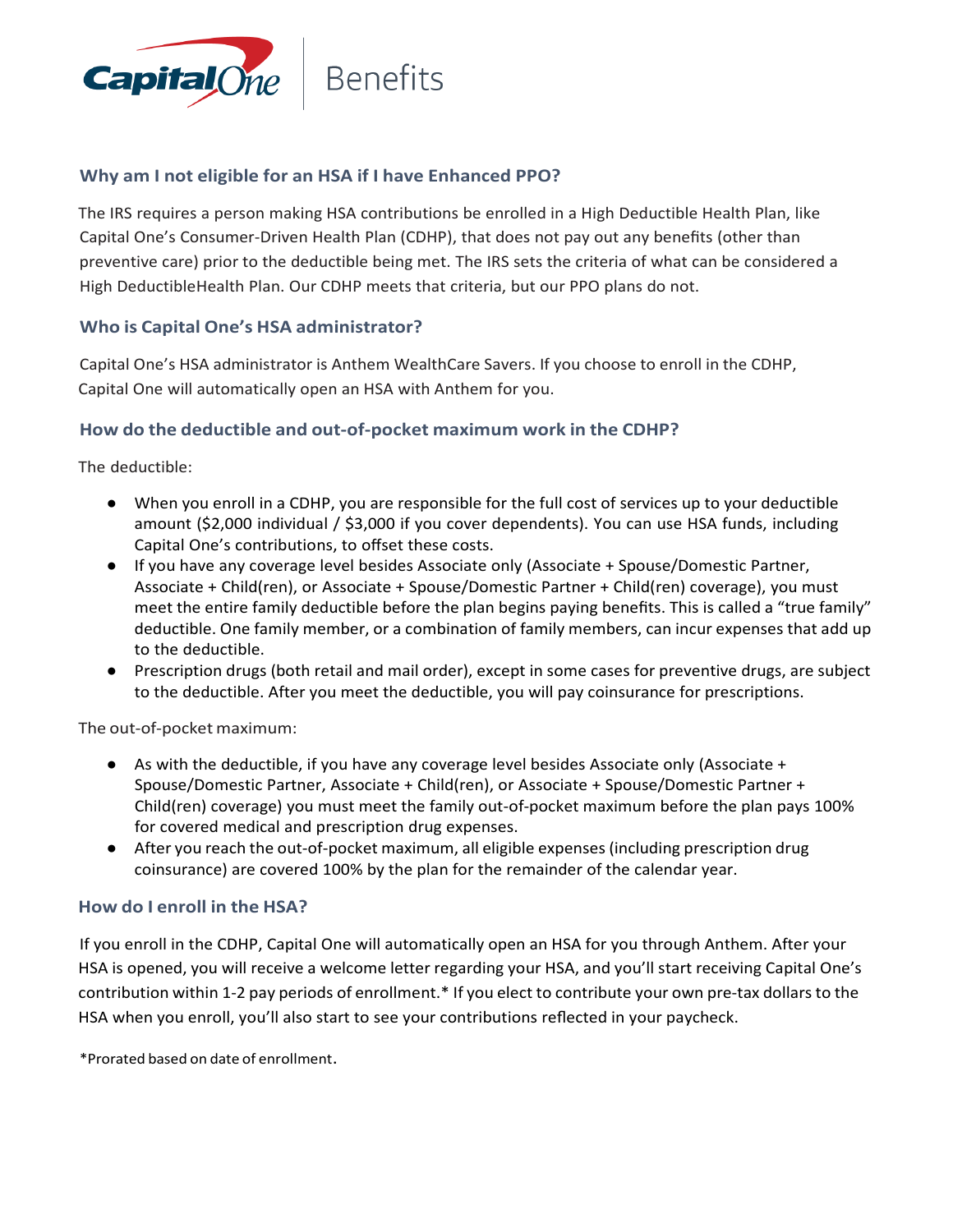### Why am I not eligible for an HSA if I have Enhanced PPO?

The IRS requires a person making HSA contributions be enrolled in a High Deductible Health Plan, like Capital One's Consumer-Driven Health Plan (CDHP), that does not pay out any benefits (other than preventive care) prior to the deductible being met. The IRS sets the criteria of what can be considered a High DeductibleHealth Plan. Our CDHP meets that criteria, but our PPO plans do not.

### Who is Capital One's HSA administrator?

Capital One's HSA administrator is Anthem WealthCare Savers. If you choose to enroll in the CDHP, Capital One will automatically open an HSA with Anthem for you.

### How do the deductible and out-of-pocket maximum work in the CDHP?

The deductible:

- When you enroll in a CDHP, you are responsible for the full cost of services up to your deductible amount ($2,000 individual / $3,000 if you cover dependents). You can use HSA funds, including Capital One's contributions, to offset these costs.
- If you have any coverage level besides Associate only (Associate + Spouse/Domestic Partner, Associate + Child(ren), or Associate + Spouse/Domestic Partner + Child(ren) coverage), you must meet the entire family deductible before the plan begins paying benefits. This is called a "true family" deductible. One family member, or a combination of family members, can incur expenses that add up to the deductible.
- Prescription drugs (both retail and mail order), except in some cases for preventive drugs, are subject to the deductible. After you meet the deductible, you will pay coinsurance for prescriptions.

The out-of-pocket maximum:

- As with the deductible, if you have any coverage level besides Associate only (Associate + Spouse/Domestic Partner, Associate + Child(ren), or Associate + Spouse/Domestic Partner + Child(ren) coverage) you must meet the family out-of-pocket maximum before the plan pays 100% for covered medical and prescription drug expenses.
- After you reach the out-of-pocket maximum, all eligible expenses (including prescription drug coinsurance) are covered 100% by the plan for the remainder of the calendar year.

### How do I enroll in the HSA?

If you enroll in the CDHP, Capital One will automatically open an HSA for you through Anthem. After your HSA is opened, you will receive a welcome letter regarding your HSA, and you'll start receiving Capital One's contribution within 1-2 pay periods of enrollment.* If you elect to contribute your own pre-tax dollars to the HSA when you enroll, you'll also start to see your contributions reflected in your paycheck.

*Prorated based on date of enrollment.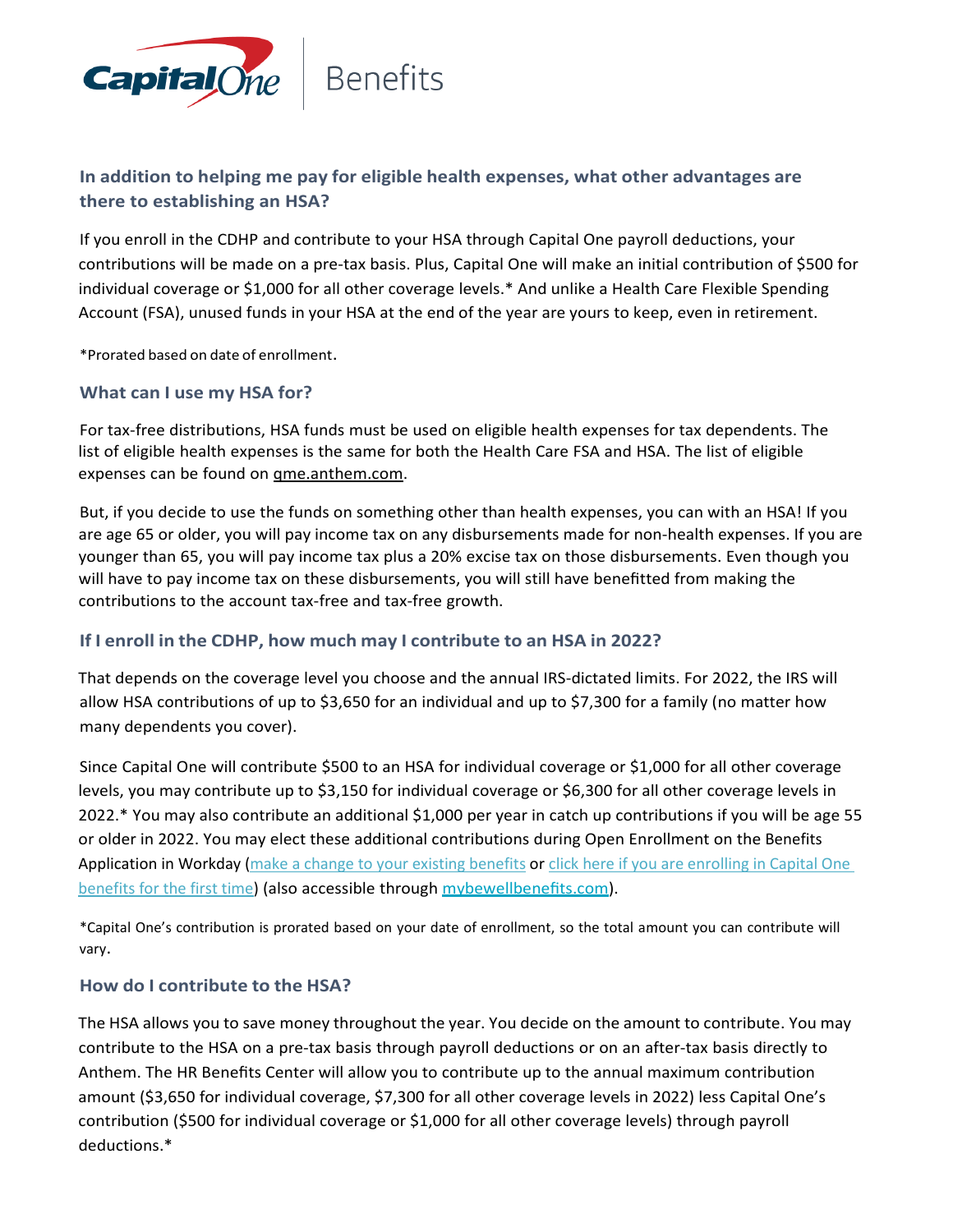### In addition to helping me pay for eligible health expenses, what other advantages are there to establishing an HSA?

If you enroll in the CDHP and contribute to your HSA through Capital One payroll deductions, your contributions will be made on a pre-tax basis. Plus, Capital One will make an initial contribution of $500 for individual coverage or $1,000 for all other coverage levels.* And unlike a Health Care Flexible Spending Account (FSA), unused funds in your HSA at the end of the year are yours to keep, even in retirement.

*Prorated based on date of enrollment.

### What can I use my HSA for?

For tax-free distributions, HSA funds must be used on eligible health expenses for tax dependents. The list of eligible health expenses is the same for both the Health Care FSA and HSA. The list of eligible expenses can be found on qme.anthem.com.

But, if you decide to use the funds on something other than health expenses, you can with an HSA! If you are age 65 or older, you will pay income tax on any disbursements made for non-health expenses. If you are younger than 65, you will pay income tax plus a 20% excise tax on those disbursements. Even though you will have to pay income tax on these disbursements, you will still have benefitted from making the contributions to the account tax-free and tax-free growth.

### If I enroll in the CDHP, how much may I contribute to an HSA in 2022?

That depends on the coverage level you choose and the annual IRS-dictated limits. For 2022, the IRS will allow HSA contributions of up to $3,650 for an individual and up to $7,300 for a family (no matter how many dependents you cover).

Since Capital One will contribute $500 to an HSA for individual coverage or $1,000 for all other coverage levels, you may contribute up to $3,150 for individual coverage or $6,300 for all other coverage levels in 2022.* You may also contribute an additional $1,000 per year in catch up contributions if you will be age 55 or older in 2022. You may elect these additional contributions during Open Enrollment on the Benefits Application in Workday (make a change to your existing benefits or click here if you are enrolling in Capital One benefits for the first time) (also accessible through mybewellbenefits.com).

*Capital One's contribution is prorated based on your date of enrollment, so the total amount you can contribute will vary.

### How do I contribute to the HSA?

The HSA allows you to save money throughout the year. You decide on the amount to contribute. You may contribute to the HSA on a pre-tax basis through payroll deductions or on an after-tax basis directly to Anthem. The HR Benefits Center will allow you to contribute up to the annual maximum contribution amount ($3,650 for individual coverage, $7,300 for all other coverage levels in 2022) less Capital One's contribution ($500 for individual coverage or $1,000 for all other coverage levels) through payroll deductions.*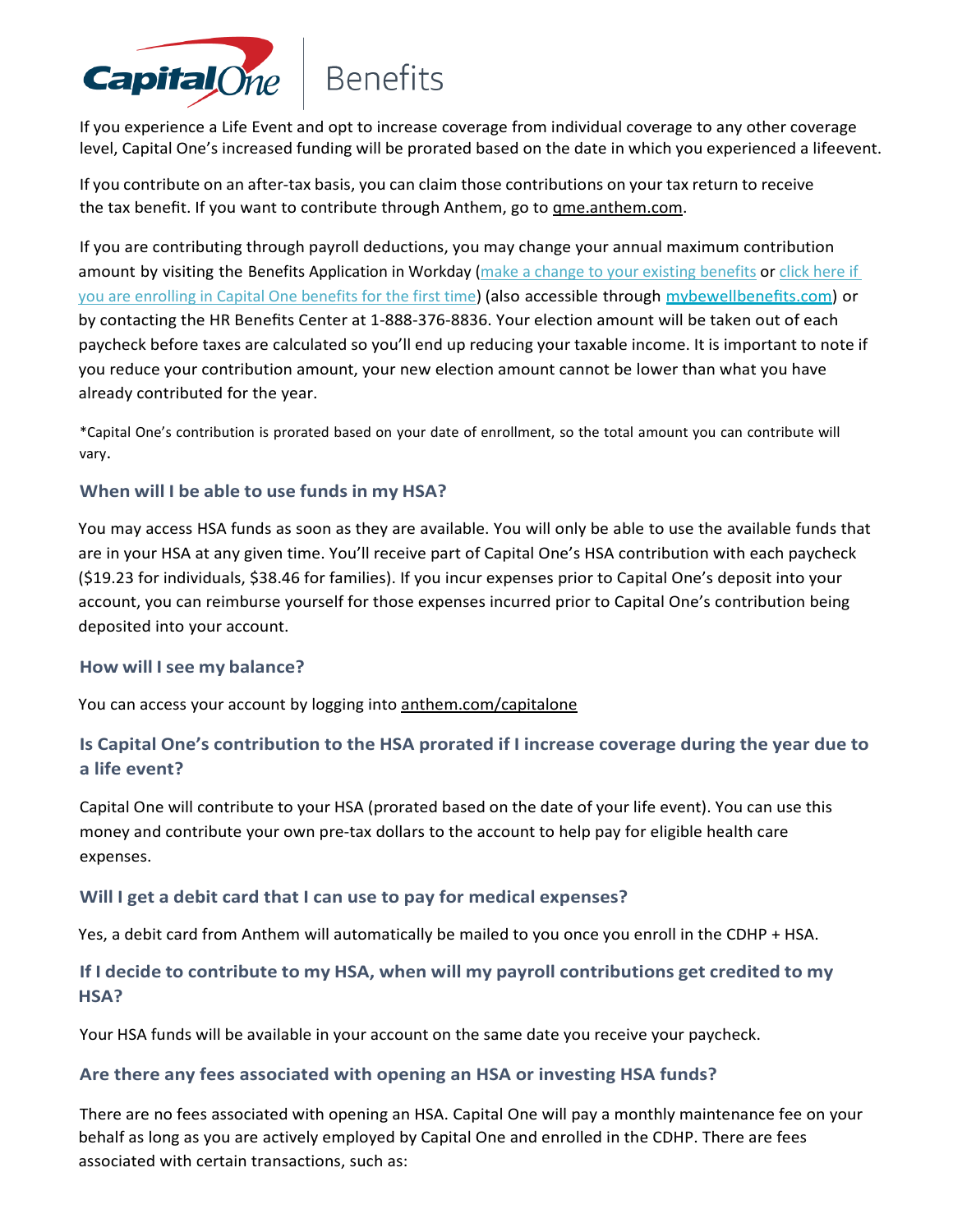If you experience a Life Event and opt to increase coverage from individual coverage to any other coverage level, Capital One's increased funding will be prorated based on the date in which you experienced a lifeevent.

If you contribute on an after-tax basis, you can claim those contributions on your tax return to receive the tax benefit. If you want to contribute through Anthem, go to qme.anthem.com.

If you are contributing through payroll deductions, you may change your annual maximum contribution amount by visiting the Benefits Application in Workday (make a change to your existing benefits or click here if you are enrolling in Capital One benefits for the first time) (also accessible through mybewellbenefits.com) or by contacting the HR Benefits Center at 1-888-376-8836. Your election amount will be taken out of each paycheck before taxes are calculated so you'll end up reducing your taxable income. It is important to note if you reduce your contribution amount, your new election amount cannot be lower than what you have already contributed for the year.

*Capital One's contribution is prorated based on your date of enrollment, so the total amount you can contribute will vary.

### When will I be able to use funds in my HSA?

You may access HSA funds as soon as they are available. You will only be able to use the available funds that are in your HSA at any given time. You'll receive part of Capital One's HSA contribution with each paycheck ($19.23 for individuals, $38.46 for families). If you incur expenses prior to Capital One's deposit into your account, you can reimburse yourself for those expenses incurred prior to Capital One's contribution being deposited into your account.

### How will I see my balance?

You can access your account by logging into anthem.com/capitalone

### Is Capital One's contribution to the HSA prorated if I increase coverage during the year due to a life event?

Capital One will contribute to your HSA (prorated based on the date of your life event). You can use this money and contribute your own pre-tax dollars to the account to help pay for eligible health care expenses.

### Will I get a debit card that I can use to pay for medical expenses?

Yes, a debit card from Anthem will automatically be mailed to you once you enroll in the CDHP + HSA.

### If I decide to contribute to my HSA, when will my payroll contributions get credited to my HSA?

Your HSA funds will be available in your account on the same date you receive your paycheck.

### Are there any fees associated with opening an HSA or investing HSA funds?

There are no fees associated with opening an HSA. Capital One will pay a monthly maintenance fee on your behalf as long as you are actively employed by Capital One and enrolled in the CDHP. There are fees associated with certain transactions, such as: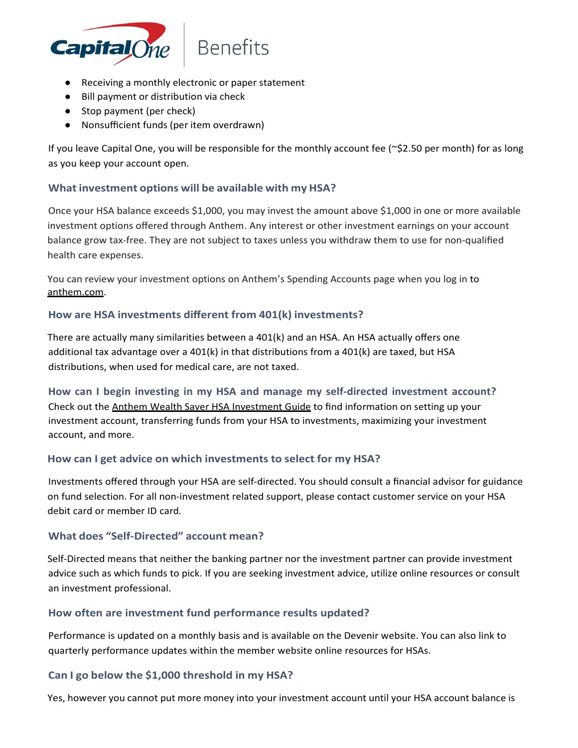- Receiving a monthly electronic or paper statement
- Bill payment or distribution via check
- Stop payment (per check)
- Nonsufficient funds (per item overdrawn)

If you leave Capital One, you will be responsible for the monthly account fee (~$2.50 per month) for as long as you keep your account open.

### What investment options will be available with my HSA?

Once your HSA balance exceeds $1,000, you may invest the amount above $1,000 in one or more available investment options offered through Anthem. Any interest or other investment earnings on your account balance grow tax-free. They are not subject to taxes unless you withdraw them to use for non-qualified health care expenses.

You can review your investment options on Anthem's Spending Accounts page when you log in to anthem.com.

### How are HSA investments different from 401(k) investments?

There are actually many similarities between a 401(k) and an HSA. An HSA actually offers one additional tax advantage over a 401(k) in that distributions from a 401(k) are taxed, but HSA distributions, when used for medical care, are not taxed.

### How can I begin investing in my HSA and manage my self-directed investment account?

Check out the Anthem Wealth Saver HSA Investment Guide to find information on setting up your investment account, transferring funds from your HSA to investments, maximizing your investment account, and more.

### How can I get advice on which investments to select for my HSA?

Investments offered through your HSA are self-directed. You should consult a financial advisor for guidance on fund selection. For all non-investment related support, please contact customer service on your HSA debit card or member ID card.

### What does "Self-Directed" account mean?

Self-Directed means that neither the banking partner nor the investment partner can provide investment advice such as which funds to pick. If you are seeking investment advice, utilize online resources or consult an investment professional.

### How often are investment fund performance results updated?

Performance is updated on a monthly basis and is available on the Devenir website. You can also link to quarterly performance updates within the member website online resources for HSAs.

### Can I go below the $1,000 threshold in my HSA?

Yes, however you cannot put more money into your investment account until your HSA account balance is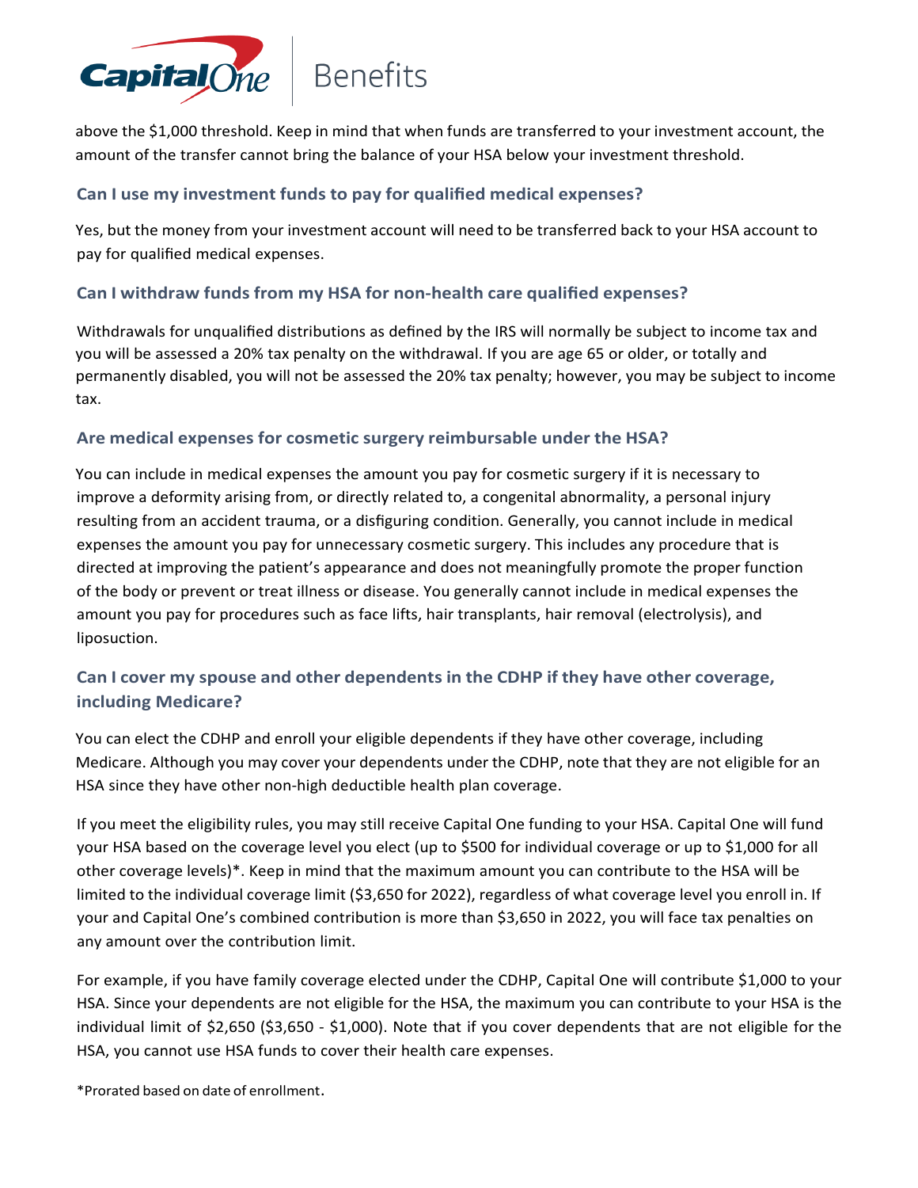above the $1,000 threshold. Keep in mind that when funds are transferred to your investment account, the amount of the transfer cannot bring the balance of your HSA below your investment threshold.

### Can I use my investment funds to pay for qualified medical expenses?

Yes, but the money from your investment account will need to be transferred back to your HSA account to pay for qualified medical expenses.

### Can I withdraw funds from my HSA for non-health care qualified expenses?

Withdrawals for unqualified distributions as defined by the IRS will normally be subject to income tax and you will be assessed a 20% tax penalty on the withdrawal. If you are age 65 or older, or totally and permanently disabled, you will not be assessed the 20% tax penalty; however, you may be subject to income tax.

### Are medical expenses for cosmetic surgery reimbursable under the HSA?

You can include in medical expenses the amount you pay for cosmetic surgery if it is necessary to improve a deformity arising from, or directly related to, a congenital abnormality, a personal injury resulting from an accident trauma, or a disfiguring condition. Generally, you cannot include in medical expenses the amount you pay for unnecessary cosmetic surgery. This includes any procedure that is directed at improving the patient's appearance and does not meaningfully promote the proper function of the body or prevent or treat illness or disease. You generally cannot include in medical expenses the amount you pay for procedures such as face lifts, hair transplants, hair removal (electrolysis), and liposuction.

### Can I cover my spouse and other dependents in the CDHP if they have other coverage, including Medicare?

You can elect the CDHP and enroll your eligible dependents if they have other coverage, including Medicare. Although you may cover your dependents under the CDHP, note that they are not eligible for an HSA since they have other non-high deductible health plan coverage.

If you meet the eligibility rules, you may still receive Capital One funding to your HSA. Capital One will fund your HSA based on the coverage level you elect (up to $500 for individual coverage or up to $1,000 for all other coverage levels)*. Keep in mind that the maximum amount you can contribute to the HSA will be limited to the individual coverage limit ($3,650 for 2022), regardless of what coverage level you enroll in. If your and Capital One's combined contribution is more than $3,650 in 2022, you will face tax penalties on any amount over the contribution limit.

For example, if you have family coverage elected under the CDHP, Capital One will contribute $1,000 to your HSA. Since your dependents are not eligible for the HSA, the maximum you can contribute to your HSA is the individual limit of $2,650 ($3,650 - $1,000). Note that if you cover dependents that are not eligible for the HSA, you cannot use HSA funds to cover their health care expenses.

*Prorated based on date of enrollment.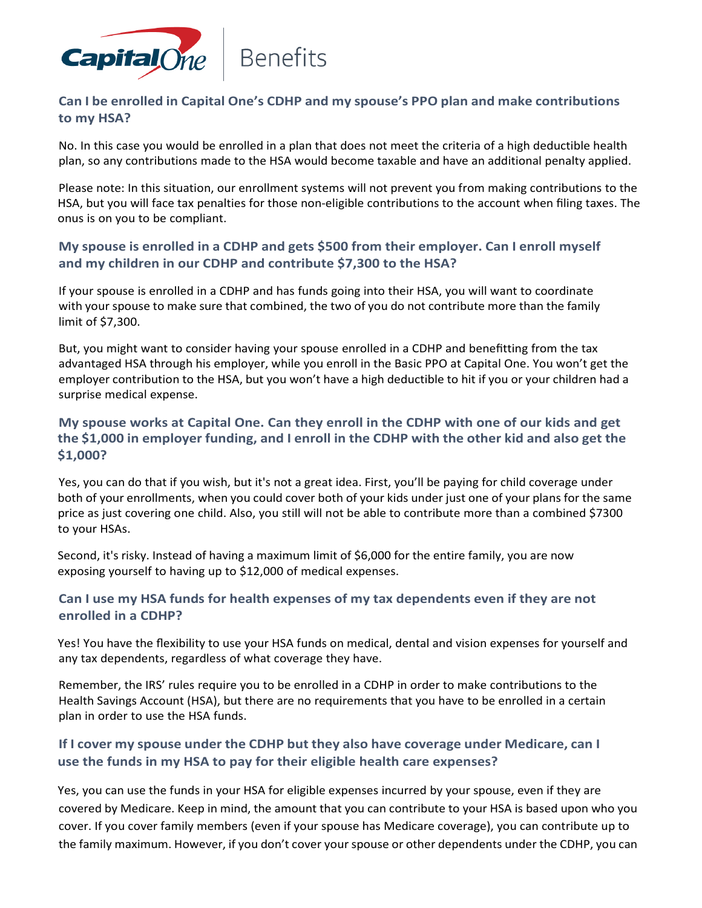### Can I be enrolled in Capital One's CDHP and my spouse's PPO plan and make contributions to my HSA?

No. In this case you would be enrolled in a plan that does not meet the criteria of a high deductible health plan, so any contributions made to the HSA would become taxable and have an additional penalty applied.

Please note: In this situation, our enrollment systems will not prevent you from making contributions to the HSA, but you will face tax penalties for those non-eligible contributions to the account when filing taxes. The onus is on you to be compliant.

### My spouse is enrolled in a CDHP and gets $500 from their employer. Can I enroll myself and my children in our CDHP and contribute $7,300 to the HSA?

If your spouse is enrolled in a CDHP and has funds going into their HSA, you will want to coordinate with your spouse to make sure that combined, the two of you do not contribute more than the family limit of $7,300.

But, you might want to consider having your spouse enrolled in a CDHP and benefitting from the tax advantaged HSA through his employer, while you enroll in the Basic PPO at Capital One. You won't get the employer contribution to the HSA, but you won't have a high deductible to hit if you or your children had a surprise medical expense.

### My spouse works at Capital One. Can they enroll in the CDHP with one of our kids and get the $1,000 in employer funding, and I enroll in the CDHP with the other kid and also get the $1,000?

Yes, you can do that if you wish, but it's not a great idea. First, you'll be paying for child coverage under both of your enrollments, when you could cover both of your kids under just one of your plans for the same price as just covering one child. Also, you still will not be able to contribute more than a combined $7300 to your HSAs.

Second, it's risky. Instead of having a maximum limit of $6,000 for the entire family, you are now exposing yourself to having up to $12,000 of medical expenses.

### Can I use my HSA funds for health expenses of my tax dependents even if they are not enrolled in a CDHP?

Yes! You have the flexibility to use your HSA funds on medical, dental and vision expenses for yourself and any tax dependents, regardless of what coverage they have.

Remember, the IRS' rules require you to be enrolled in a CDHP in order to make contributions to the Health Savings Account (HSA), but there are no requirements that you have to be enrolled in a certain plan in order to use the HSA funds.

### If I cover my spouse under the CDHP but they also have coverage under Medicare, can I use the funds in my HSA to pay for their eligible health care expenses?

Yes, you can use the funds in your HSA for eligible expenses incurred by your spouse, even if they are covered by Medicare. Keep in mind, the amount that you can contribute to your HSA is based upon who you cover. If you cover family members (even if your spouse has Medicare coverage), you can contribute up to the family maximum. However, if you don't cover your spouse or other dependents under the CDHP, you can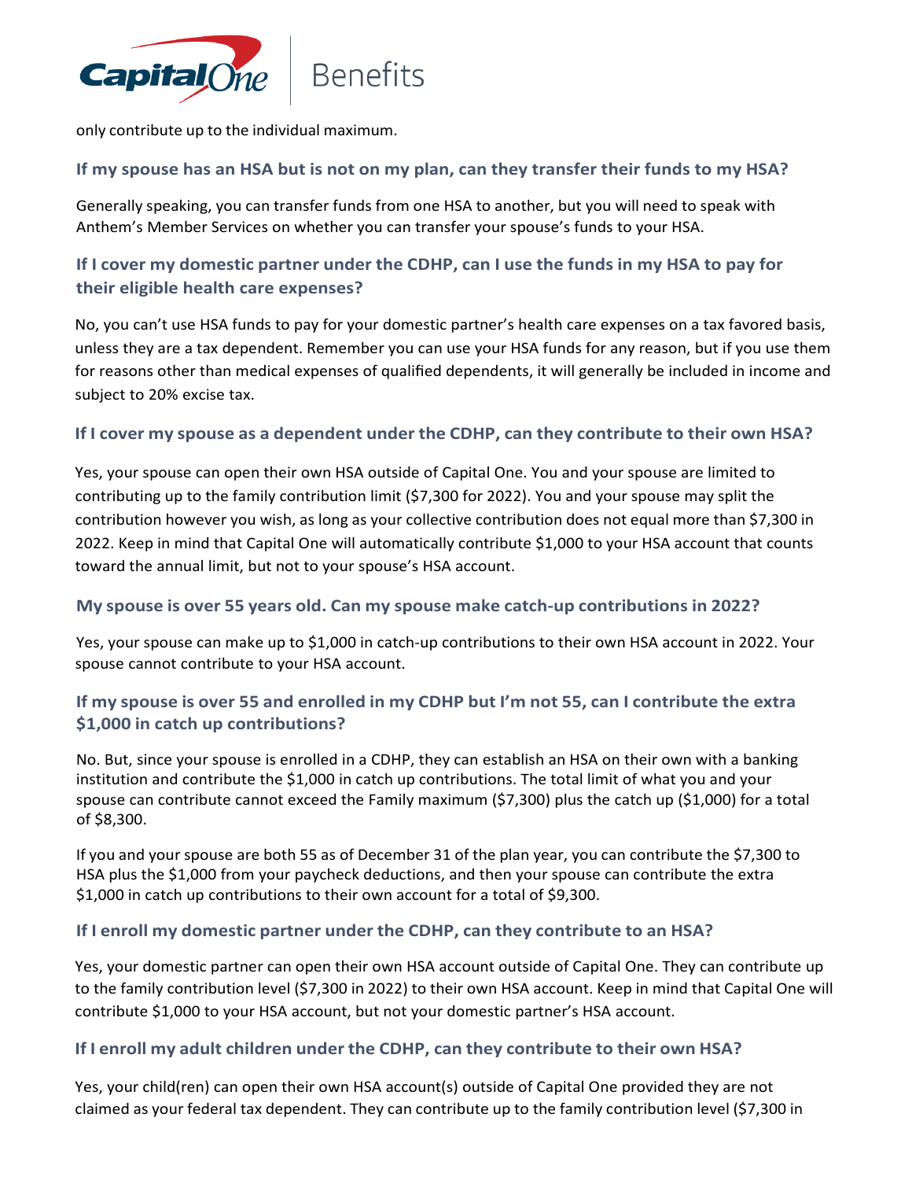only contribute up to the individual maximum.

### If my spouse has an HSA but is not on my plan, can they transfer their funds to my HSA?

Generally speaking, you can transfer funds from one HSA to another, but you will need to speak with Anthem's Member Services on whether you can transfer your spouse's funds to your HSA.

### If I cover my domestic partner under the CDHP, can I use the funds in my HSA to pay for their eligible health care expenses?

No, you can't use HSA funds to pay for your domestic partner's health care expenses on a tax favored basis, unless they are a tax dependent. Remember you can use your HSA funds for any reason, but if you use them for reasons other than medical expenses of qualified dependents, it will generally be included in income and subject to 20% excise tax.

### If I cover my spouse as a dependent under the CDHP, can they contribute to their own HSA?

Yes, your spouse can open their own HSA outside of Capital One. You and your spouse are limited to contributing up to the family contribution limit ($7,300 for 2022). You and your spouse may split the contribution however you wish, as long as your collective contribution does not equal more than $7,300 in 2022. Keep in mind that Capital One will automatically contribute $1,000 to your HSA account that counts toward the annual limit, but not to your spouse's HSA account.

### My spouse is over 55 years old. Can my spouse make catch-up contributions in 2022?

Yes, your spouse can make up to $1,000 in catch-up contributions to their own HSA account in 2022. Your spouse cannot contribute to your HSA account.

### If my spouse is over 55 and enrolled in my CDHP but I'm not 55, can I contribute the extra $1,000 in catch up contributions?

No. But, since your spouse is enrolled in a CDHP, they can establish an HSA on their own with a banking institution and contribute the $1,000 in catch up contributions. The total limit of what you and your spouse can contribute cannot exceed the Family maximum ($7,300) plus the catch up ($1,000) for a total of $8,300.

If you and your spouse are both 55 as of December 31 of the plan year, you can contribute the $7,300 to HSA plus the $1,000 from your paycheck deductions, and then your spouse can contribute the extra $1,000 in catch up contributions to their own account for a total of $9,300.

### If I enroll my domestic partner under the CDHP, can they contribute to an HSA?

Yes, your domestic partner can open their own HSA account outside of Capital One. They can contribute up to the family contribution level ($7,300 in 2022) to their own HSA account. Keep in mind that Capital One will contribute $1,000 to your HSA account, but not your domestic partner's HSA account.

### If I enroll my adult children under the CDHP, can they contribute to their own HSA?

Yes, your child(ren) can open their own HSA account(s) outside of Capital One provided they are not claimed as your federal tax dependent. They can contribute up to the family contribution level ($7,300 in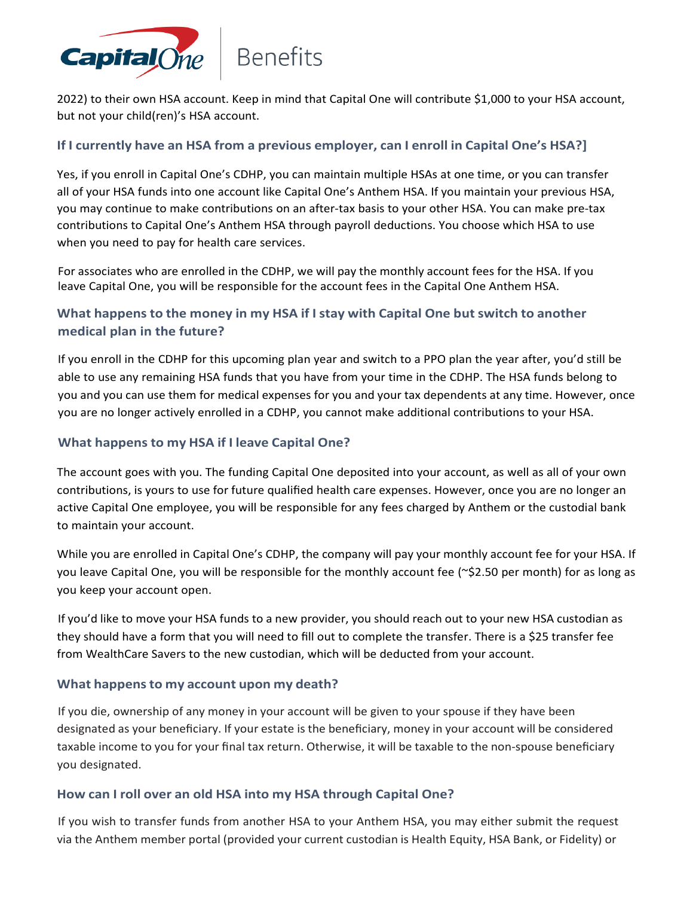2022) to their own HSA account. Keep in mind that Capital One will contribute $1,000 to your HSA account, but not your child(ren)'s HSA account.

### If I currently have an HSA from a previous employer, can I enroll in Capital One's HSA?]

Yes, if you enroll in Capital One's CDHP, you can maintain multiple HSAs at one time, or you can transfer all of your HSA funds into one account like Capital One's Anthem HSA. If you maintain your previous HSA, you may continue to make contributions on an after-tax basis to your other HSA. You can make pre-tax contributions to Capital One's Anthem HSA through payroll deductions. You choose which HSA to use when you need to pay for health care services.

For associates who are enrolled in the CDHP, we will pay the monthly account fees for the HSA. If you leave Capital One, you will be responsible for the account fees in the Capital One Anthem HSA.

### What happens to the money in my HSA if I stay with Capital One but switch to another medical plan in the future?

If you enroll in the CDHP for this upcoming plan year and switch to a PPO plan the year after, you'd still be able to use any remaining HSA funds that you have from your time in the CDHP. The HSA funds belong to you and you can use them for medical expenses for you and your tax dependents at any time. However, once you are no longer actively enrolled in a CDHP, you cannot make additional contributions to your HSA.

### What happens to my HSA if I leave Capital One?

The account goes with you. The funding Capital One deposited into your account, as well as all of your own contributions, is yours to use for future qualified health care expenses. However, once you are no longer an active Capital One employee, you will be responsible for any fees charged by Anthem or the custodial bank to maintain your account.

While you are enrolled in Capital One's CDHP, the company will pay your monthly account fee for your HSA. If you leave Capital One, you will be responsible for the monthly account fee (~$2.50 per month) for as long as you keep your account open.

If you'd like to move your HSA funds to a new provider, you should reach out to your new HSA custodian as they should have a form that you will need to fill out to complete the transfer. There is a $25 transfer fee from WealthCare Savers to the new custodian, which will be deducted from your account.

### What happens to my account upon my death?

If you die, ownership of any money in your account will be given to your spouse if they have been designated as your beneficiary. If your estate is the beneficiary, money in your account will be considered taxable income to you for your final tax return. Otherwise, it will be taxable to the non-spouse beneficiary you designated.

### How can I roll over an old HSA into my HSA through Capital One?

If you wish to transfer funds from another HSA to your Anthem HSA, you may either submit the request via the Anthem member portal (provided your current custodian is Health Equity, HSA Bank, or Fidelity) or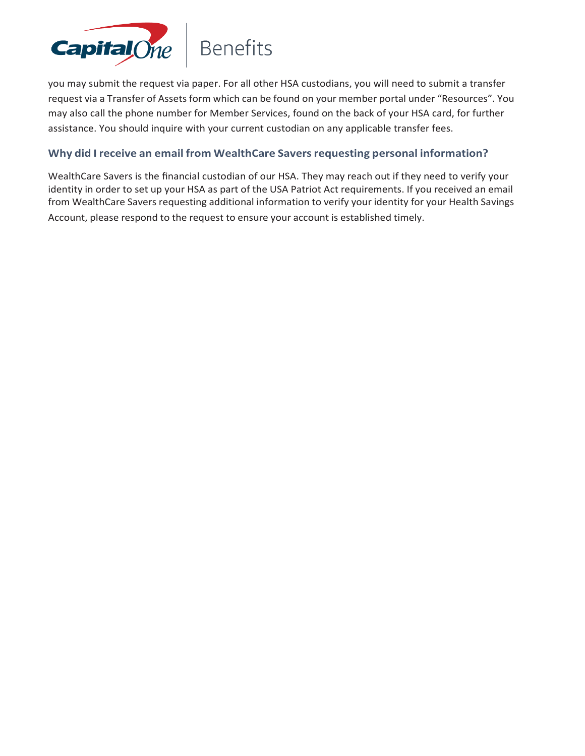you may submit the request via paper. For all other HSA custodians, you will need to submit a transfer request via a Transfer of Assets form which can be found on your member portal under “Resources”. You may also call the phone number for Member Services, found on the back of your HSA card, for further assistance. You should inquire with your current custodian on any applicable transfer fees.

### Why did I receive an email from WealthCare Savers requesting personal information?

WealthCare Savers is the financial custodian of our HSA. They may reach out if they need to verify your identity in order to set up your HSA as part of the USA Patriot Act requirements. If you received an email from WealthCare Savers requesting additional information to verify your identity for your Health Savings Account, please respond to the request to ensure your account is established timely.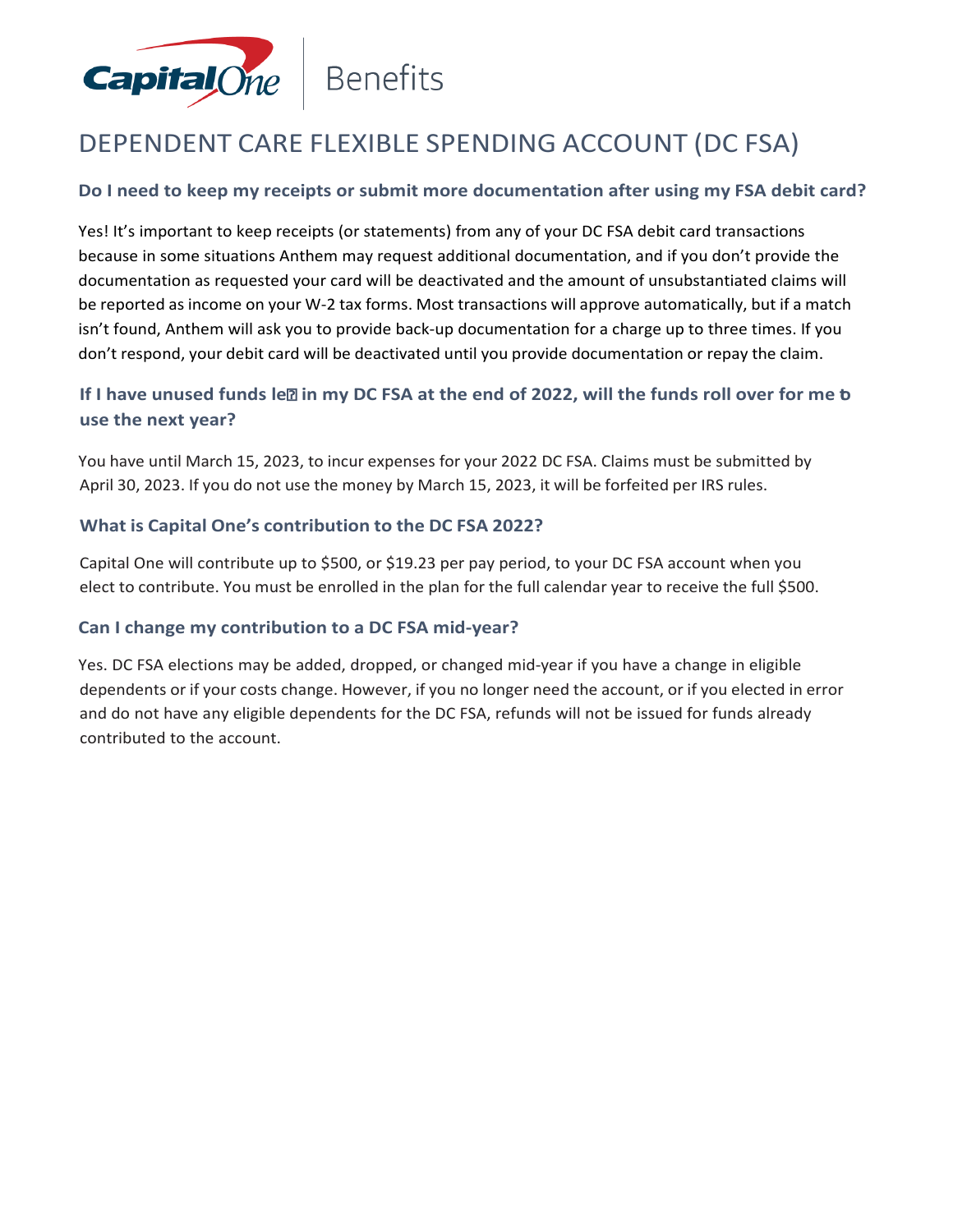# DEPENDENT CARE FLEXIBLE SPENDING ACCOUNT (DC FSA)

### Do I need to keep my receipts or submit more documentation after using my FSA debit card?

Yes! It's important to keep receipts (or statements) from any of your DC FSA debit card transactions because in some situations Anthem may request additional documentation, and if you don't provide the documentation as requested your card will be deactivated and the amount of unsubstantiated claims will be reported as income on your W-2 tax forms. Most transactions will approve automatically, but if a match isn't found, Anthem will ask you to provide back-up documentation for a charge up to three times. If you don't respond, your debit card will be deactivated until you provide documentation or repay the claim.

### If I have unused funds left in my DC FSA at the end of 2022, will the funds roll over for me to use the next year?

You have until March 15, 2023, to incur expenses for your 2022 DC FSA. Claims must be submitted by April 30, 2023. If you do not use the money by March 15, 2023, it will be forfeited per IRS rules.

### What is Capital One's contribution to the DC FSA 2022?

Capital One will contribute up to $500, or $19.23 per pay period, to your DC FSA account when you elect to contribute. You must be enrolled in the plan for the full calendar year to receive the full $500.

### Can I change my contribution to a DC FSA mid-year?

Yes. DC FSA elections may be added, dropped, or changed mid-year if you have a change in eligible dependents or if your costs change. However, if you no longer need the account, or if you elected in error and do not have any eligible dependents for the DC FSA, refunds will not be issued for funds already contributed to the account.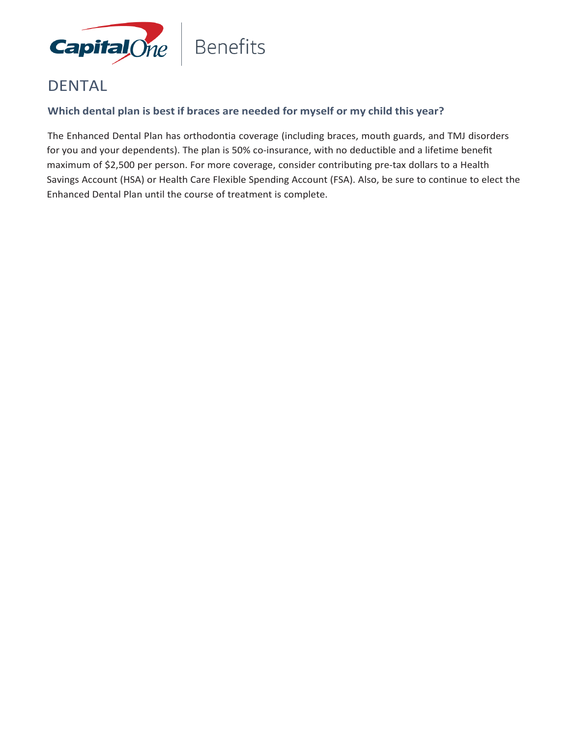# DENTAL

### Which dental plan is best if braces are needed for myself or my child this year?

The Enhanced Dental Plan has orthodontia coverage (including braces, mouth guards, and TMJ disorders for you and your dependents). The plan is 50% co-insurance, with no deductible and a lifetime benefit maximum of $2,500 per person. For more coverage, consider contributing pre-tax dollars to a Health Savings Account (HSA) or Health Care Flexible Spending Account (FSA). Also, be sure to continue to elect the Enhanced Dental Plan until the course of treatment is complete.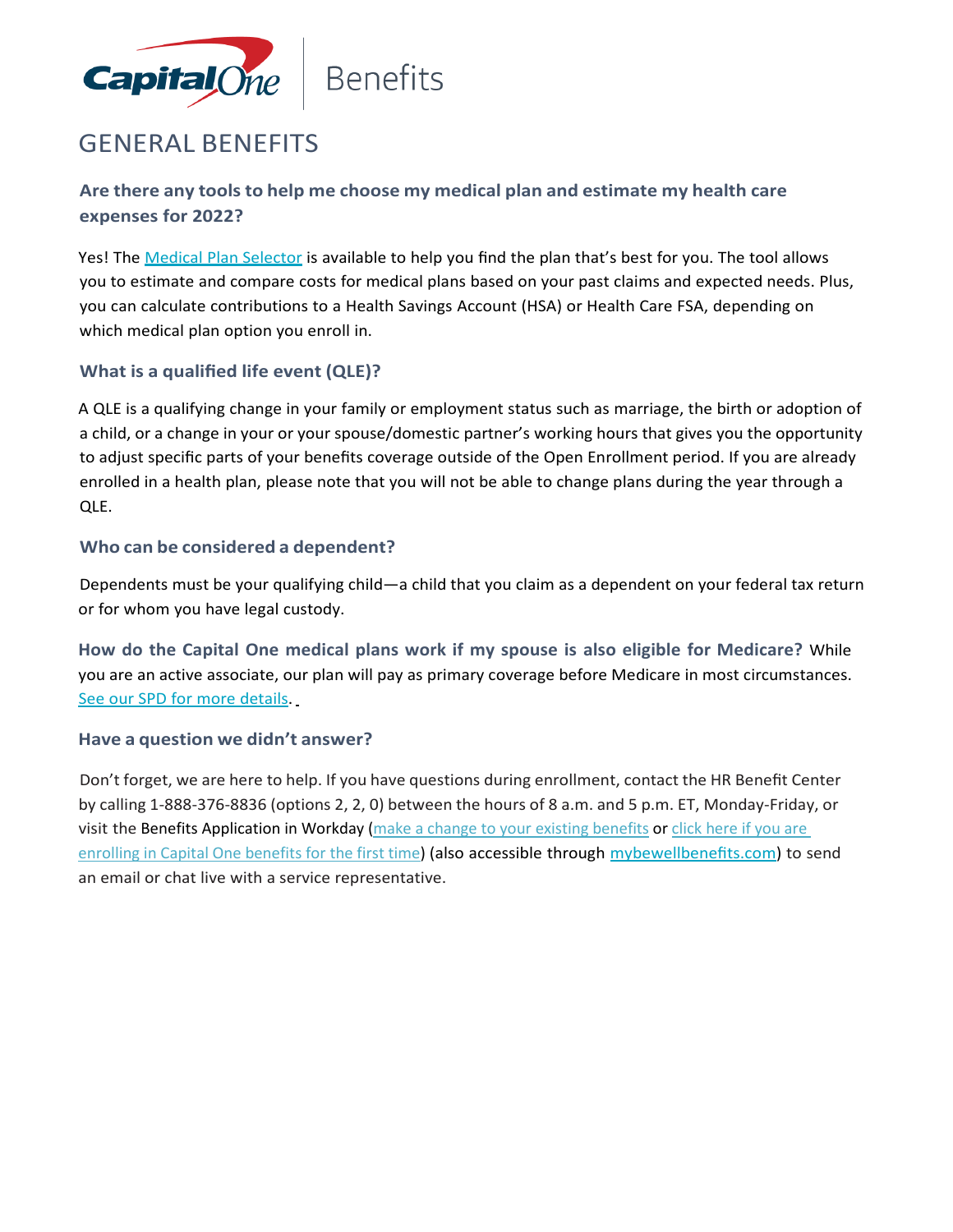# GENERAL BENEFITS

### Are there any tools to help me choose my medical plan and estimate my health care expenses for 2022?

Yes! The Medical Plan Selector is available to help you find the plan that's best for you. The tool allows you to estimate and compare costs for medical plans based on your past claims and expected needs. Plus, you can calculate contributions to a Health Savings Account (HSA) or Health Care FSA, depending on which medical plan option you enroll in.

### What is a qualified life event (QLE)?

A QLE is a qualifying change in your family or employment status such as marriage, the birth or adoption of a child, or a change in your or your spouse/domestic partner's working hours that gives you the opportunity to adjust specific parts of your benefits coverage outside of the Open Enrollment period. If you are already enrolled in a health plan, please note that you will not be able to change plans during the year through a QLE.

### Who can be considered a dependent?

Dependents must be your qualifying child—a child that you claim as a dependent on your federal tax return or for whom you have legal custody.

**How do the Capital One medical plans work if my spouse is also eligible for Medicare?** While you are an active associate, our plan will pay as primary coverage before Medicare in most circumstances. See our SPD for more details.

### Have a question we didn't answer?

Don't forget, we are here to help. If you have questions during enrollment, contact the HR Benefit Center by calling 1-888-376-8836 (options 2, 2, 0) between the hours of 8 a.m. and 5 p.m. ET, Monday-Friday, or visit the Benefits Application in Workday (make a change to your existing benefits or click here if you are enrolling in Capital One benefits for the first time) (also accessible through mybewellbenefits.com) to send an email or chat live with a service representative.